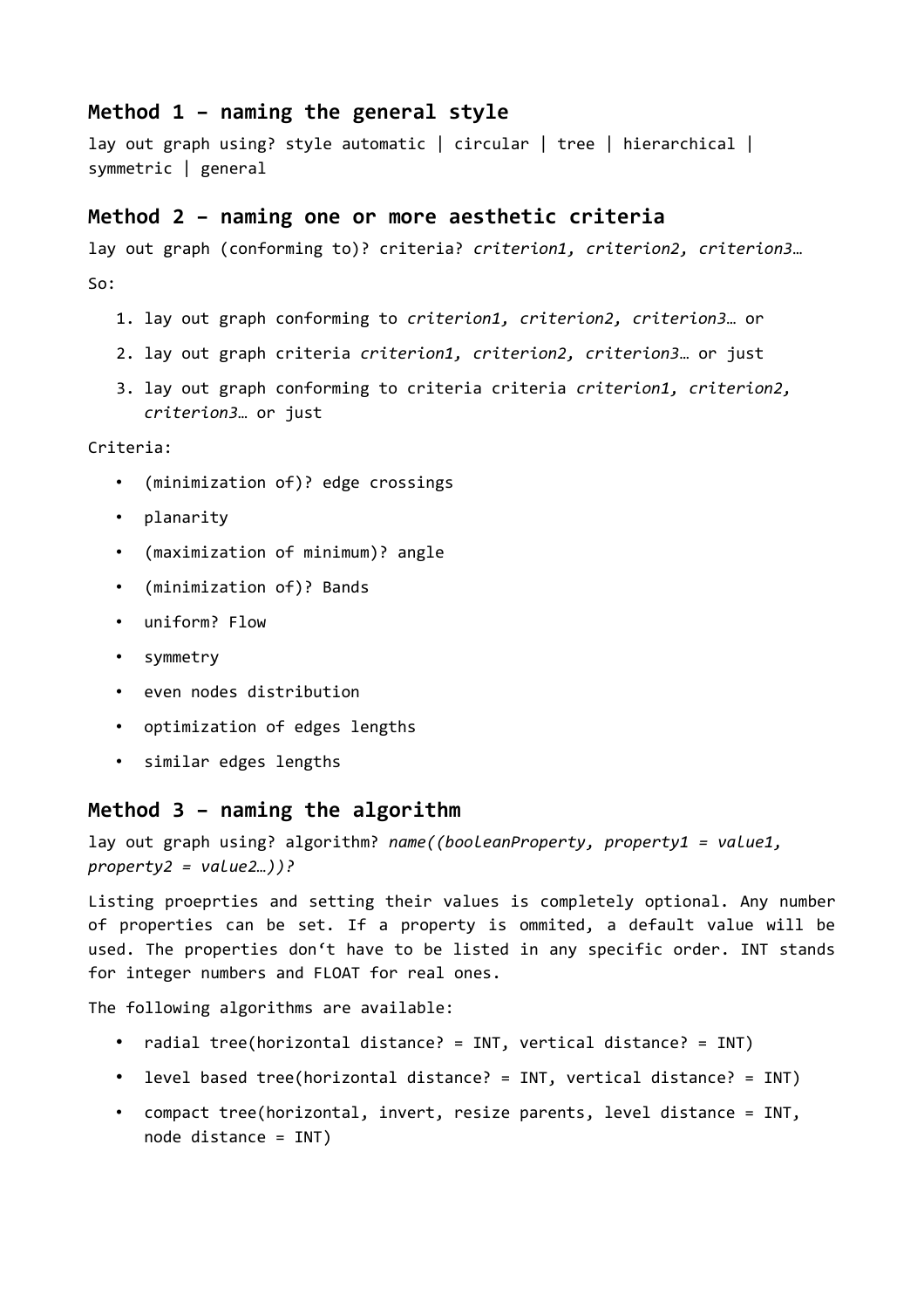### Method 1 – naming the general style

lay out graph using? style automatic | circular | tree | hierarchical | symmetric | general

### Method 2 – naming one or more aesthetic criteria

lay out graph (conforming to)? criteria? *criterion1, criterion2, criterion3…*

So:

1. lay out graph conforming to *criterion1, criterion2, criterion3…* or
2. lay out graph criteria *criterion1, criterion2, criterion3…* or just
3. lay out graph conforming to criteria criteria *criterion1, criterion2, criterion3…* or just

Criteria:

- (minimization of)? edge crossings
- planarity
- (maximization of minimum)? angle
- (minimization of)? Bands
- uniform? Flow
- symmetry
- even nodes distribution
- optimization of edges lengths
- similar edges lengths

### Method 3 – naming the algorithm

lay out graph using? algorithm? *name((booleanProperty, property1 = value1, property2 = value2…))?*

Listing proeprties and setting their values is completely optional. Any number of properties can be set. If a property is ommited, a default value will be used. The properties don't have to be listed in any specific order. INT stands for integer numbers and FLOAT for real ones.

The following algorithms are available:

- radial tree(horizontal distance? = INT, vertical distance? = INT)
- level based tree(horizontal distance? = INT, vertical distance? = INT)
- compact tree(horizontal, invert, resize parents, level distance = INT, node distance = INT)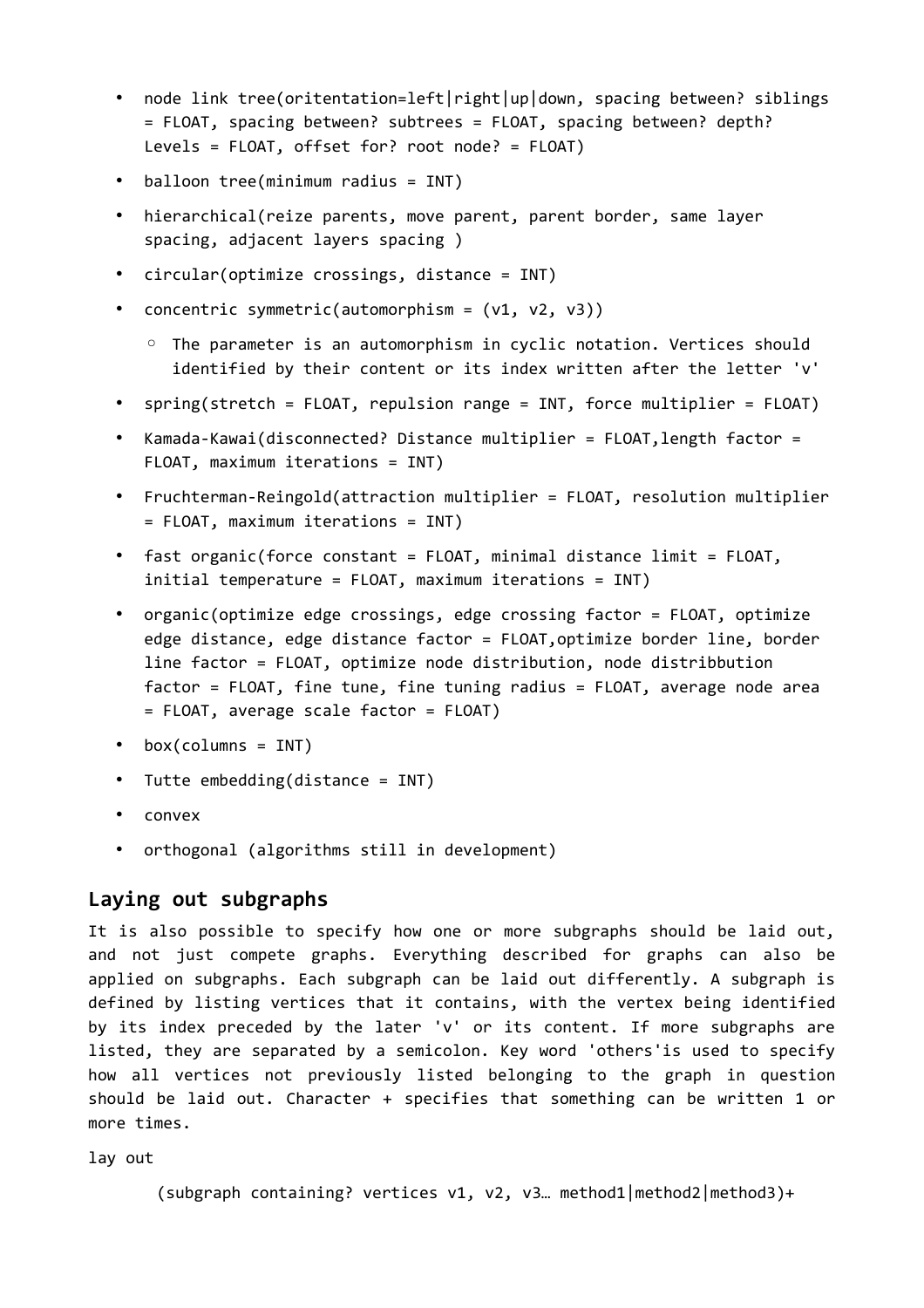- node link tree(oritentation=left|right|up|down, spacing between? siblings = FLOAT, spacing between? subtrees = FLOAT, spacing between? depth? Levels = FLOAT, offset for? root node? = FLOAT)
- balloon tree(minimum radius = INT)
- hierarchical(reize parents, move parent, parent border, same layer spacing, adjacent layers spacing )
- circular(optimize crossings, distance = INT)
- concentric symmetric(automorphism = (v1, v2, v3))
  - The parameter is an automorphism in cyclic notation. Vertices should identified by their content or its index written after the letter 'v'
- spring(stretch = FLOAT, repulsion range = INT, force multiplier = FLOAT)
- Kamada-Kawai(disconnected? Distance multiplier = FLOAT,length factor = FLOAT, maximum iterations = INT)
- Fruchterman-Reingold(attraction multiplier = FLOAT, resolution multiplier = FLOAT, maximum iterations = INT)
- fast organic(force constant = FLOAT, minimal distance limit = FLOAT, initial temperature = FLOAT, maximum iterations = INT)
- organic(optimize edge crossings, edge crossing factor = FLOAT, optimize edge distance, edge distance factor = FLOAT,optimize border line, border line factor = FLOAT, optimize node distribution, node distribbution factor = FLOAT, fine tune, fine tuning radius = FLOAT, average node area = FLOAT, average scale factor = FLOAT)
- box(columns = INT)
- Tutte embedding(distance = INT)
- convex
- orthogonal (algorithms still in development)

## Laying out subgraphs

It is also possible to specify how one or more subgraphs should be laid out, and not just compete graphs. Everything described for graphs can also be applied on subgraphs. Each subgraph can be laid out differently. A subgraph is defined by listing vertices that it contains, with the vertex being identified by its index preceded by the later 'v' or its content. If more subgraphs are listed, they are separated by a semicolon. Key word 'others'is used to specify how all vertices not previously listed belonging to the graph in question should be laid out. Character + specifies that something can be written 1 or more times.

```
lay out

        (subgraph containing? vertices v1, v2, v3… method1|method2|method3)+
```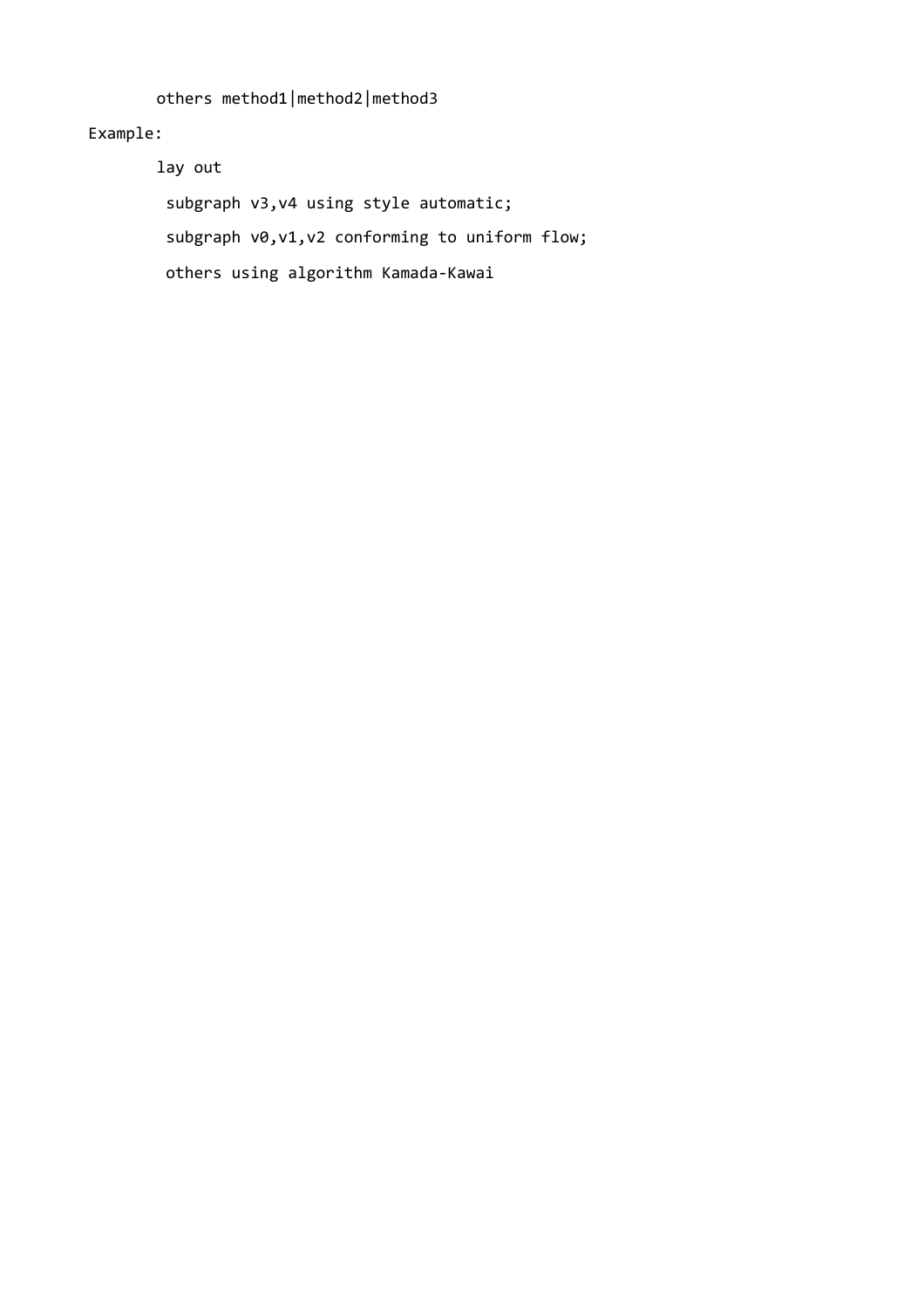```
others method1|method2|method3
```

Example:

```
lay out
 subgraph v3,v4 using style automatic;
 subgraph v0,v1,v2 conforming to uniform flow;
 others using algorithm Kamada-Kawai
```